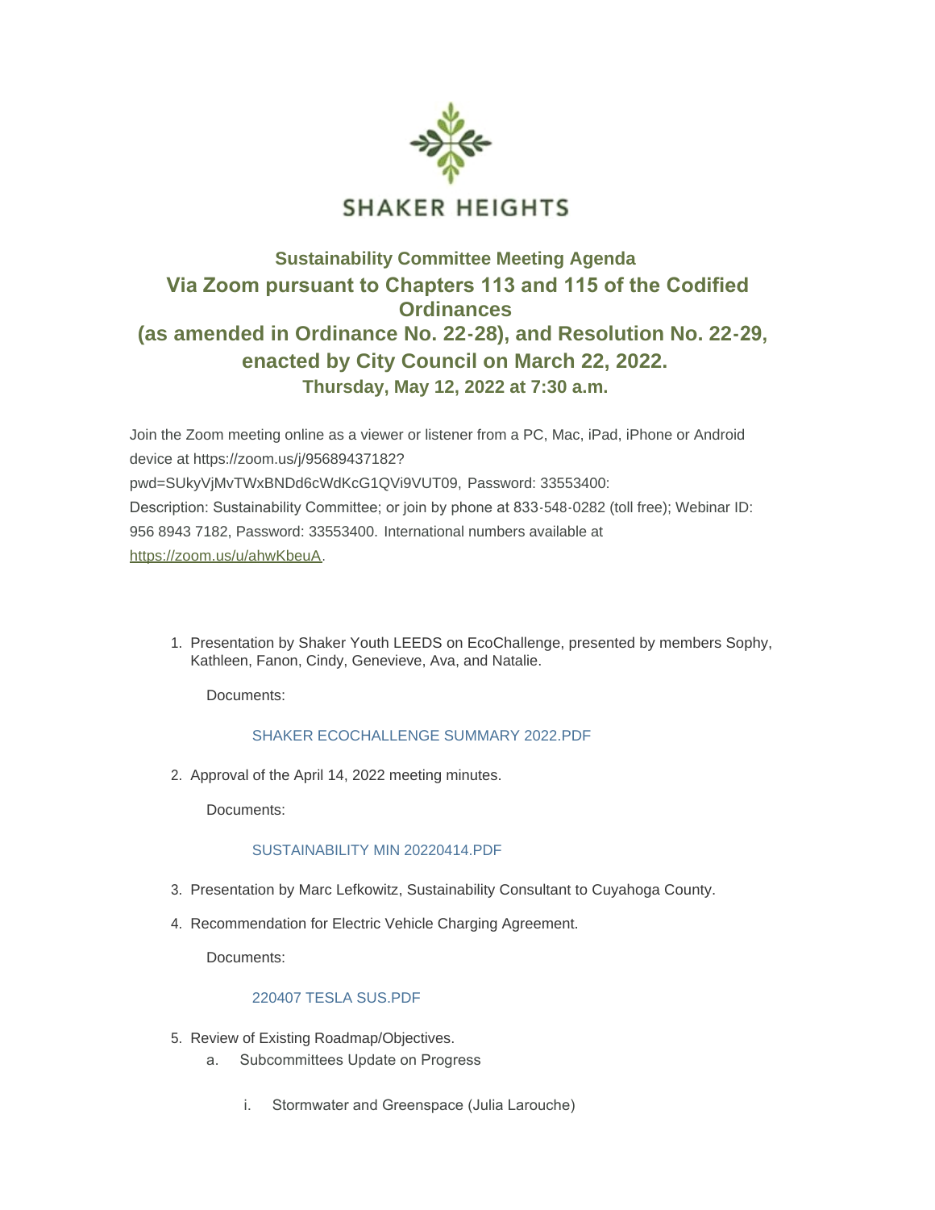SHAKER HEIGHTS

## Sustainability Committee Meeting Agenda

## Via Zoom pursuant to Chapters 113 and 115 of the Codified Ordinances (as amended in Ordinance No. 22-28), and Resolution No. 22-29, enacted by City Council on March 22, 2022.

### Thursday, May 12, 2022 at 7:30 a.m.

Join the Zoom meeting online as a viewer or listener from a PC, Mac, iPad, iPhone or Android device at https://zoom.us/j/95689437182?pwd=SUkyVjMvTWxBNDd6cWdKcG1QVi9VUT09, Password: 33553400: Description: Sustainability Committee; or join by phone at 833-548-0282 (toll free); Webinar ID: 956 8943 7182, Password: 33553400. International numbers available at [https://zoom.us/u/ahwKbeuA](https://zoom.us/u/ahwKbeuA).

1. Presentation by Shaker Youth LEEDS on EcoChallenge, presented by members Sophy, Kathleen, Fanon, Cindy, Genevieve, Ava, and Natalie.

   Documents:

   SHAKER ECOCHALLENGE SUMMARY 2022.PDF

2. Approval of the April 14, 2022 meeting minutes.

   Documents:

   SUSTAINABILITY MIN 20220414.PDF

3. Presentation by Marc Lefkowitz, Sustainability Consultant to Cuyahoga County.

4. Recommendation for Electric Vehicle Charging Agreement.

   Documents:

   220407 TESLA SUS.PDF

5. Review of Existing Roadmap/Objectives.
   a. Subcommittees Update on Progress
      i. Stormwater and Greenspace (Julia Larouche)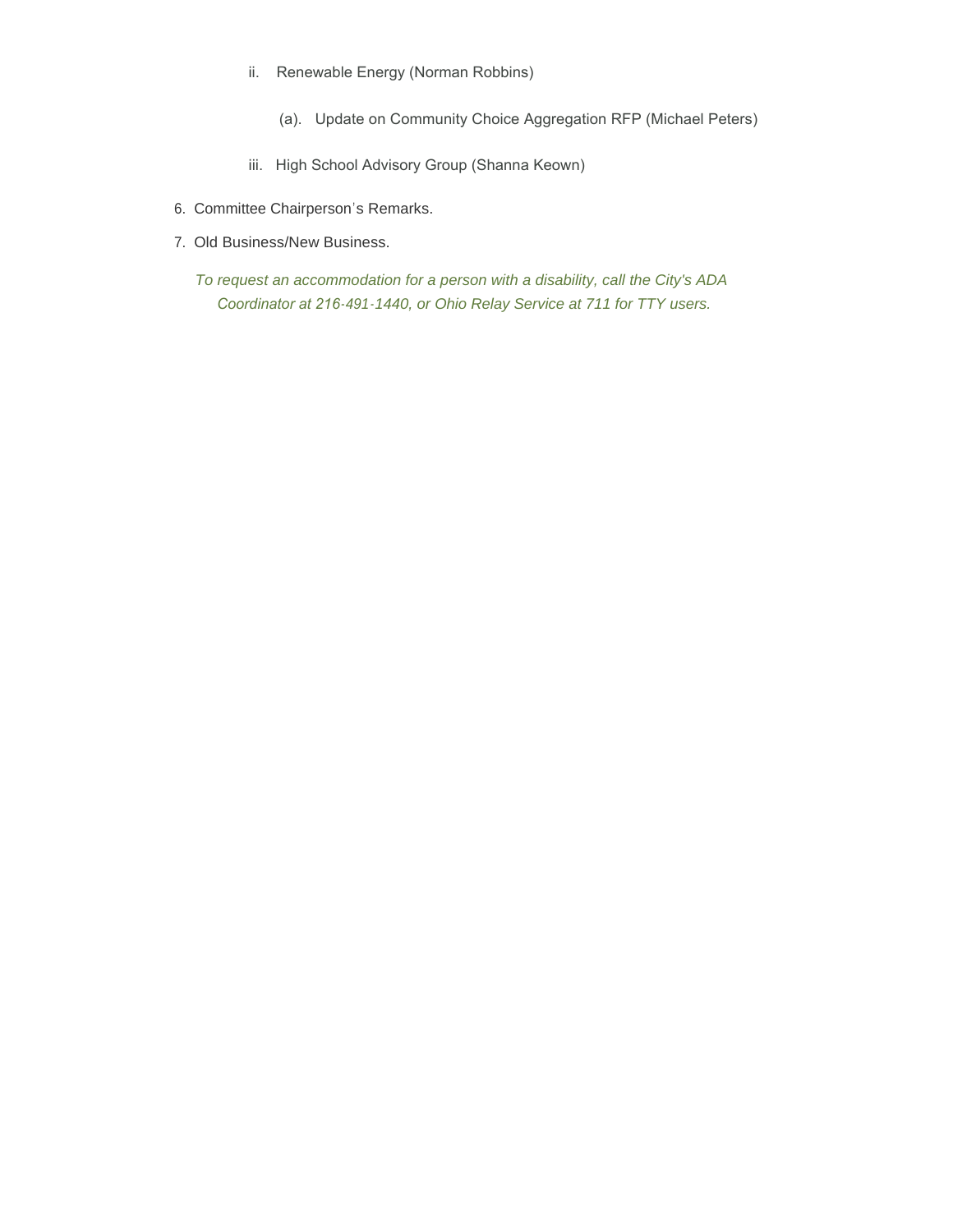ii. Renewable Energy (Norman Robbins)

(a). Update on Community Choice Aggregation RFP (Michael Peters)

iii. High School Advisory Group (Shanna Keown)

6. Committee Chairperson's Remarks.
7. Old Business/New Business.

*To request an accommodation for a person with a disability, call the City's ADA Coordinator at 216-491-1440, or Ohio Relay Service at 711 for TTY users.*